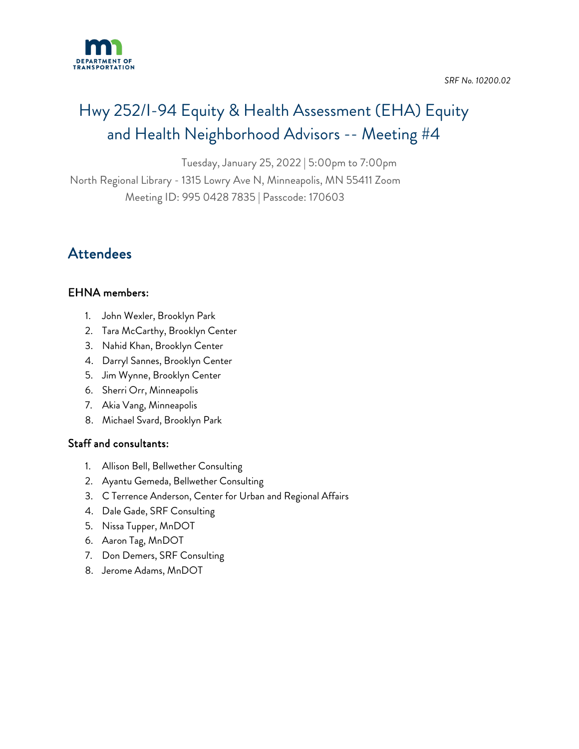SRF No. 10200.02

# Hwy 252/I-94 Equity & Health Assessment (EHA) Equity and Health Neighborhood Advisors -- Meeting #4

Tuesday, January 25, 2022 | 5:00pm to 7:00pm
North Regional Library - 1315 Lowry Ave N, Minneapolis, MN 55411 Zoom
Meeting ID: 995 0428 7835 | Passcode: 170603

## Attendees

### EHNA members:

1. John Wexler, Brooklyn Park
2. Tara McCarthy, Brooklyn Center
3. Nahid Khan, Brooklyn Center
4. Darryl Sannes, Brooklyn Center
5. Jim Wynne, Brooklyn Center
6. Sherri Orr, Minneapolis
7. Akia Vang, Minneapolis
8. Michael Svard, Brooklyn Park

### Staff and consultants:

1. Allison Bell, Bellwether Consulting
2. Ayantu Gemeda, Bellwether Consulting
3. C Terrence Anderson, Center for Urban and Regional Affairs
4. Dale Gade, SRF Consulting
5. Nissa Tupper, MnDOT
6. Aaron Tag, MnDOT
7. Don Demers, SRF Consulting
8. Jerome Adams, MnDOT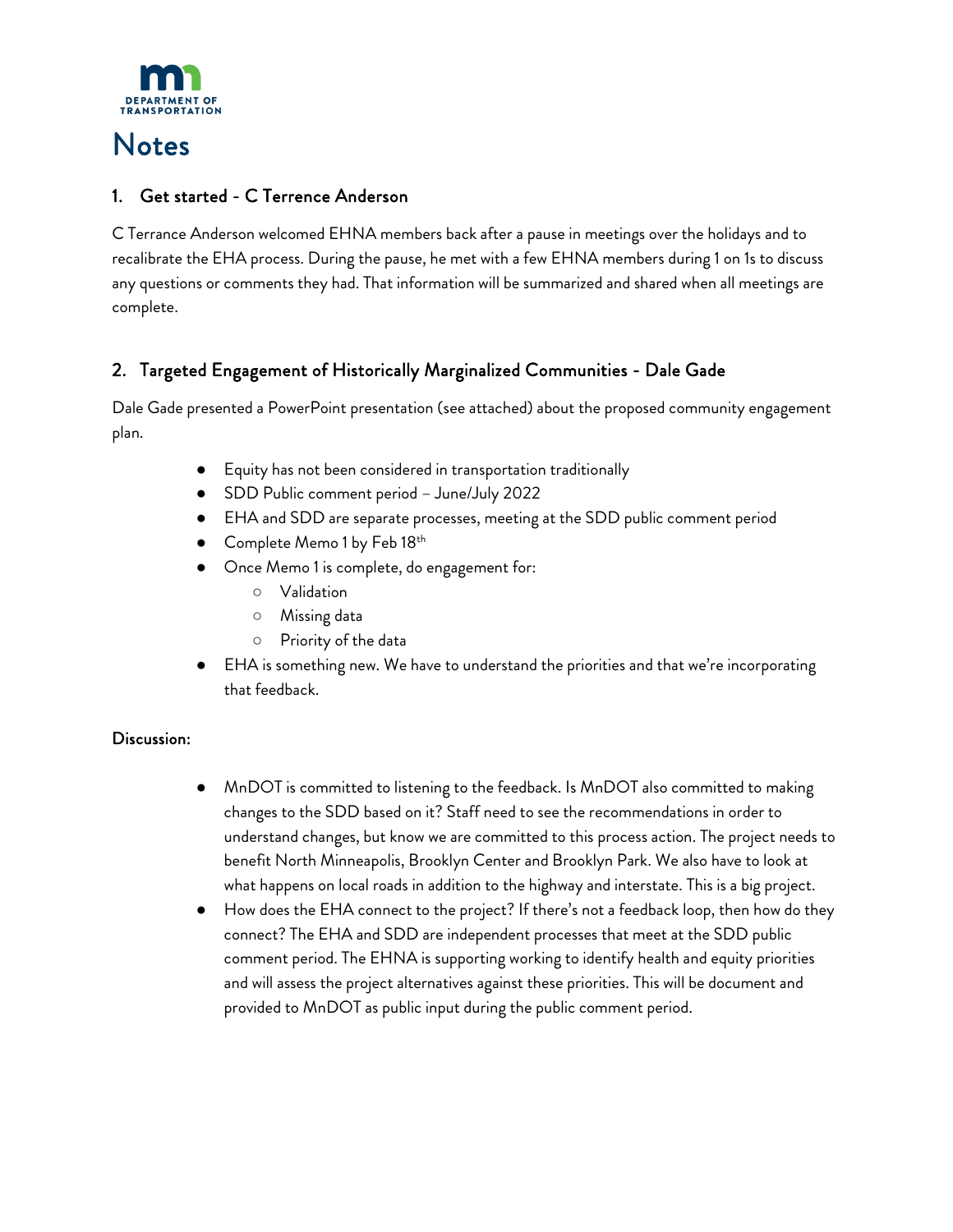# Notes

## 1. Get started - C Terrence Anderson

C Terrence Anderson welcomed EHNA members back after a pause in meetings over the holidays and to recalibrate the EHA process. During the pause, he met with a few EHNA members during 1 on 1s to discuss any questions or comments they had. That information will be summarized and shared when all meetings are complete.

## 2. Targeted Engagement of Historically Marginalized Communities - Dale Gade

Dale Gade presented a PowerPoint presentation (see attached) about the proposed community engagement plan.

- Equity has not been considered in transportation traditionally
- SDD Public comment period – June/July 2022
- EHA and SDD are separate processes, meeting at the SDD public comment period
- Complete Memo 1 by Feb 18th
- Once Memo 1 is complete, do engagement for:
  - Validation
  - Missing data
  - Priority of the data
- EHA is something new. We have to understand the priorities and that we're incorporating that feedback.

**Discussion:**

- MnDOT is committed to listening to the feedback. Is MnDOT also committed to making changes to the SDD based on it? Staff need to see the recommendations in order to understand changes, but know we are committed to this process action. The project needs to benefit North Minneapolis, Brooklyn Center and Brooklyn Park. We also have to look at what happens on local roads in addition to the highway and interstate. This is a big project.
- How does the EHA connect to the project? If there's not a feedback loop, then how do they connect? The EHA and SDD are independent processes that meet at the SDD public comment period. The EHNA is supporting working to identify health and equity priorities and will assess the project alternatives against these priorities. This will be document and provided to MnDOT as public input during the public comment period.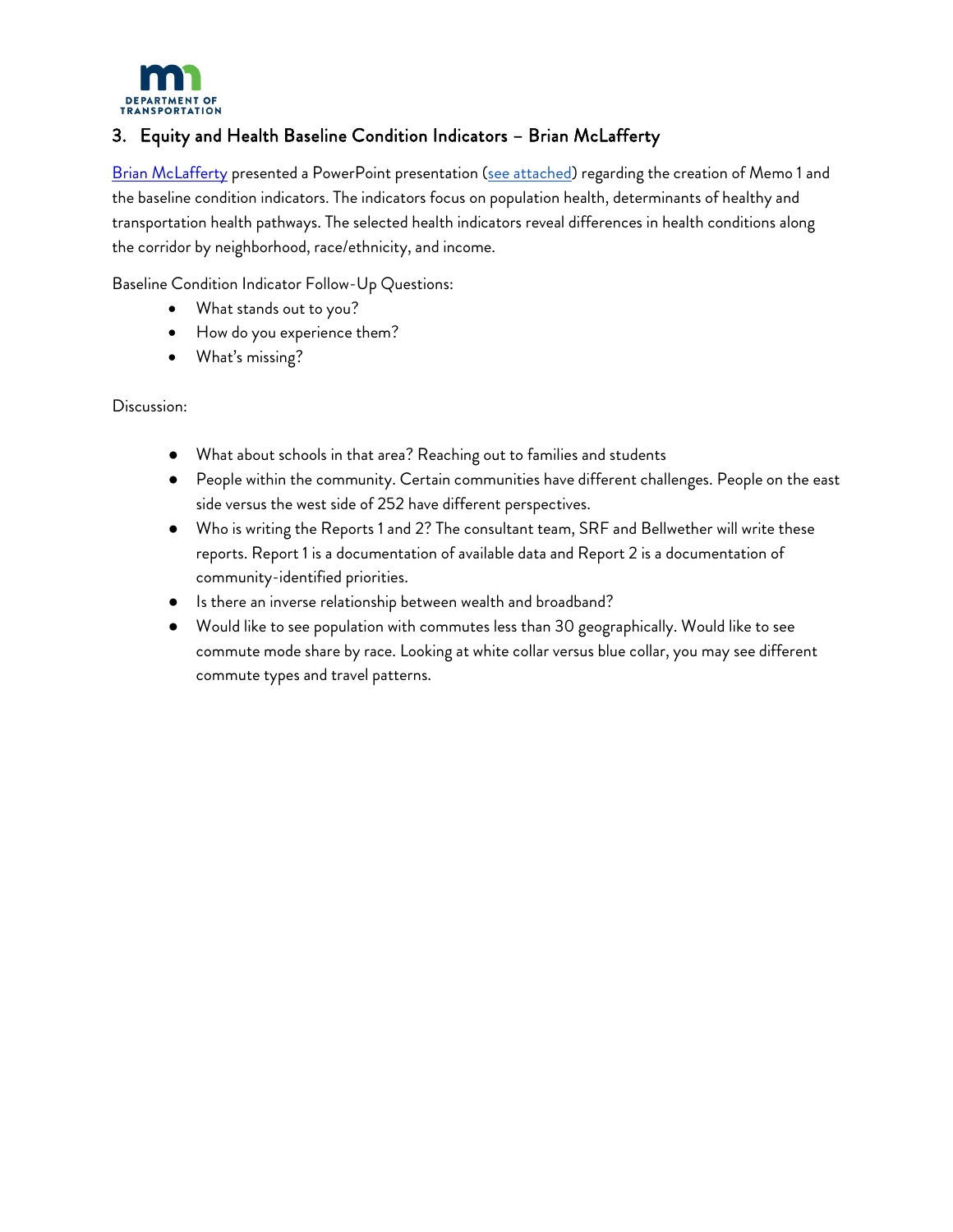## 3. Equity and Health Baseline Condition Indicators – Brian McLafferty

Brian McLafferty presented a PowerPoint presentation (see attached) regarding the creation of Memo 1 and the baseline condition indicators. The indicators focus on population health, determinants of healthy and transportation health pathways. The selected health indicators reveal differences in health conditions along the corridor by neighborhood, race/ethnicity, and income.

Baseline Condition Indicator Follow-Up Questions:

- What stands out to you?
- How do you experience them?
- What's missing?

Discussion:

- What about schools in that area? Reaching out to families and students
- People within the community. Certain communities have different challenges. People on the east side versus the west side of 252 have different perspectives.
- Who is writing the Reports 1 and 2? The consultant team, SRF and Bellwether will write these reports. Report 1 is a documentation of available data and Report 2 is a documentation of community-identified priorities.
- Is there an inverse relationship between wealth and broadband?
- Would like to see population with commutes less than 30 geographically. Would like to see commute mode share by race. Looking at white collar versus blue collar, you may see different commute types and travel patterns.